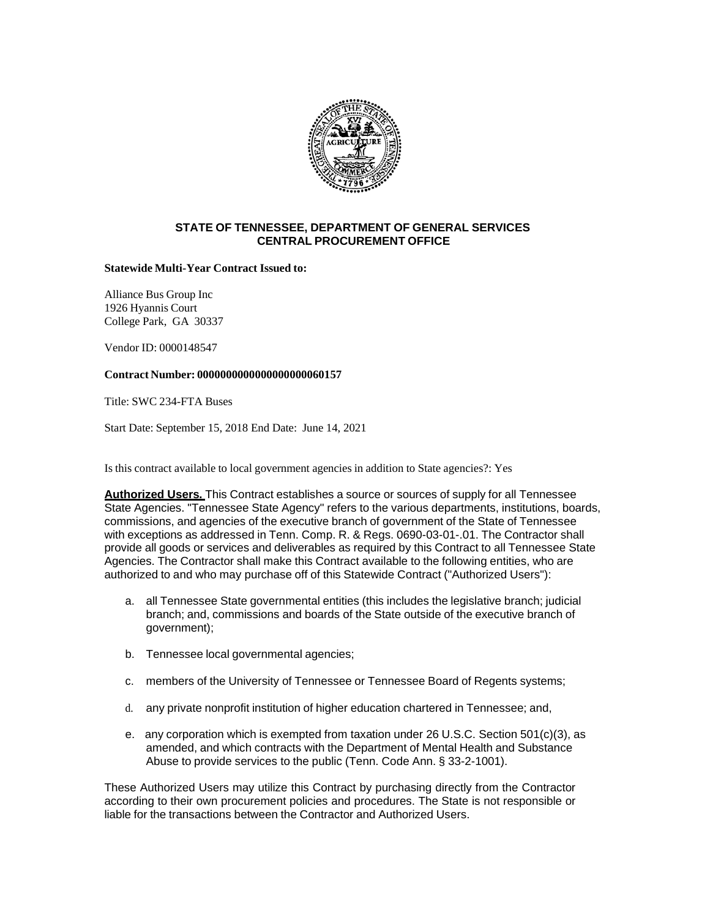## STATE OF TENNESSEE, DEPARTMENT OF GENERAL SERVICES
## CENTRAL PROCUREMENT OFFICE

**Statewide Multi-Year Contract Issued to:**

Alliance Bus Group Inc
1926 Hyannis Court
College Park, GA 30337

Vendor ID: 0000148547

**Contract Number: 0000000000000000000060157**

Title: SWC 234-FTA Buses

Start Date: September 15, 2018 End Date: June 14, 2021

Is this contract available to local government agencies in addition to State agencies?: Yes

**Authorized Users.** This Contract establishes a source or sources of supply for all Tennessee State Agencies. "Tennessee State Agency" refers to the various departments, institutions, boards, commissions, and agencies of the executive branch of government of the State of Tennessee with exceptions as addressed in Tenn. Comp. R. & Regs. 0690-03-01-.01. The Contractor shall provide all goods or services and deliverables as required by this Contract to all Tennessee State Agencies. The Contractor shall make this Contract available to the following entities, who are authorized to and who may purchase off of this Statewide Contract ("Authorized Users"):

a. all Tennessee State governmental entities (this includes the legislative branch; judicial branch; and, commissions and boards of the State outside of the executive branch of government);

b. Tennessee local governmental agencies;

c. members of the University of Tennessee or Tennessee Board of Regents systems;

d. any private nonprofit institution of higher education chartered in Tennessee; and,

e. any corporation which is exempted from taxation under 26 U.S.C. Section 501(c)(3), as amended, and which contracts with the Department of Mental Health and Substance Abuse to provide services to the public (Tenn. Code Ann. § 33-2-1001).

These Authorized Users may utilize this Contract by purchasing directly from the Contractor according to their own procurement policies and procedures. The State is not responsible or liable for the transactions between the Contractor and Authorized Users.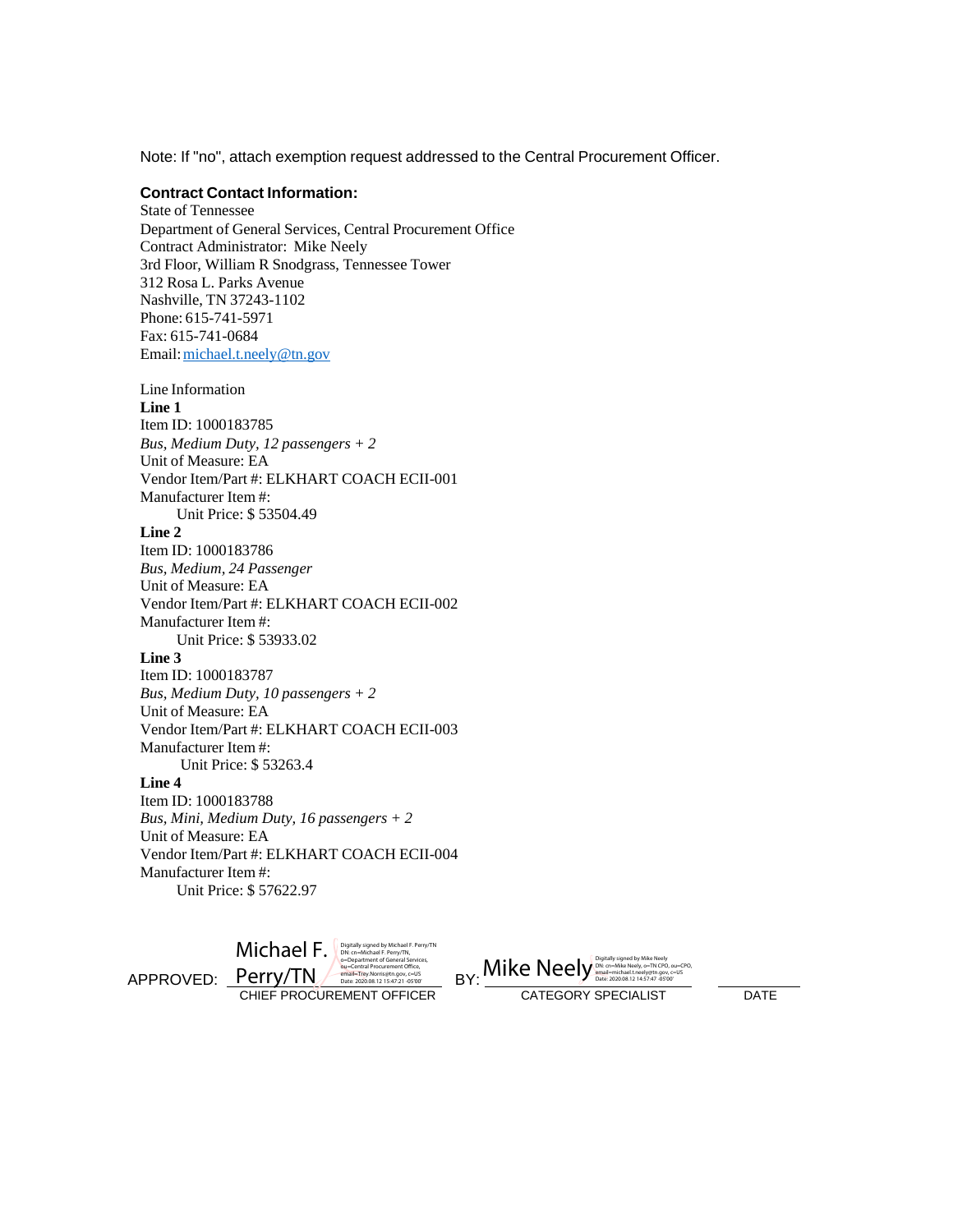Note: If "no", attach exemption request addressed to the Central Procurement Officer.

**Contract Contact Information:**

State of Tennessee
Department of General Services, Central Procurement Office
Contract Administrator: Mike Neely
3rd Floor, William R Snodgrass, Tennessee Tower
312 Rosa L. Parks Avenue
Nashville, TN 37243-1102
Phone: 615-741-5971
Fax: 615-741-0684
Email: michael.t.neely@tn.gov

Line Information

**Line 1**
Item ID: 1000183785
*Bus, Medium Duty, 12 passengers + 2*
Unit of Measure: EA
Vendor Item/Part #: ELKHART COACH ECII-001
Manufacturer Item #:
Unit Price: $ 53504.49

**Line 2**
Item ID: 1000183786
*Bus, Medium, 24 Passenger*
Unit of Measure: EA
Vendor Item/Part #: ELKHART COACH ECII-002
Manufacturer Item #:
Unit Price: $ 53933.02

**Line 3**
Item ID: 1000183787
*Bus, Medium Duty, 10 passengers + 2*
Unit of Measure: EA
Vendor Item/Part #: ELKHART COACH ECII-003
Manufacturer Item #:
Unit Price: $ 53263.4

**Line 4**
Item ID: 1000183788
*Bus, Mini, Medium Duty, 16 passengers + 2*
Unit of Measure: EA
Vendor Item/Part #: ELKHART COACH ECII-004
Manufacturer Item #:
Unit Price: $ 57622.97

APPROVED: Michael F. Perry/TN (Digitally signed by Michael F. Perry/TN DN: cn=Michael F. Perry/TN, o=Department of General Services, ou=Central Procurement Office, email=Trey.Norris@tn.gov, c=US Date: 2020.08.12 15:47:21 -05'00')
CHIEF PROCUREMENT OFFICER

BY: Mike Neely (Digitally signed by Mike Neely DN: cn=Mike Neely, o=TN CPO, ou=CPO, email=michael.t.neely@tn.gov, c=US Date: 2020.08.12 14:57:47 -05'00')
CATEGORY SPECIALIST

DATE